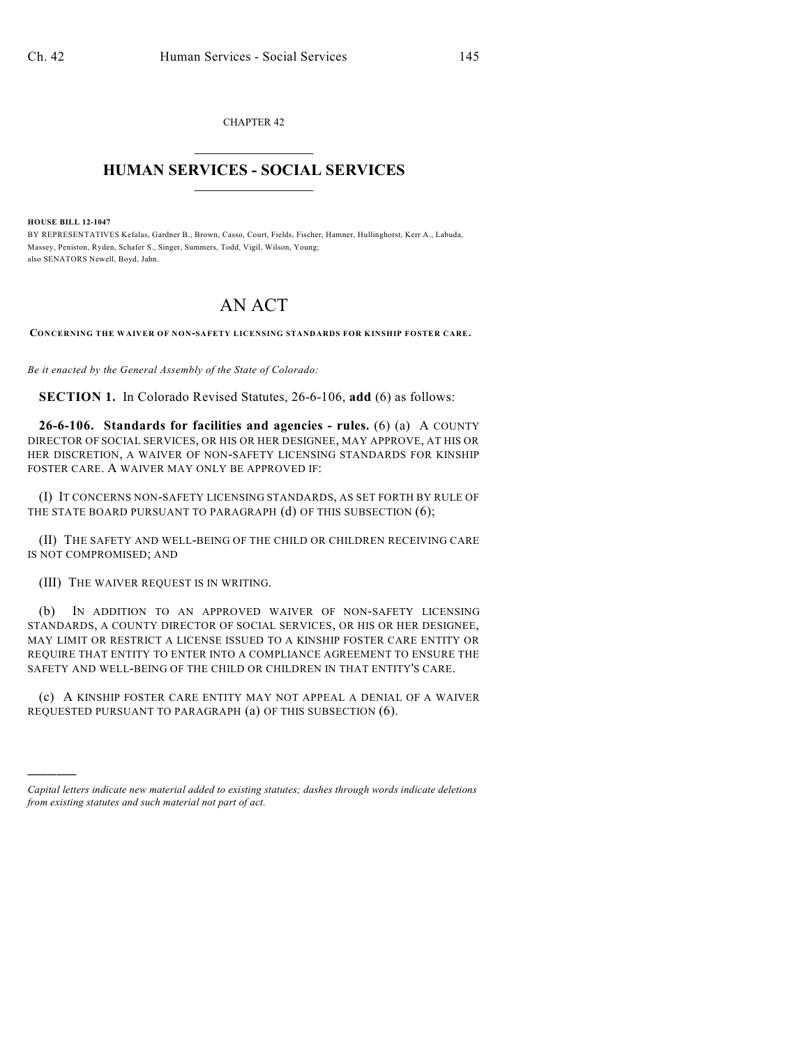CHAPTER 42

# HUMAN SERVICES - SOCIAL SERVICES

**HOUSE BILL 12-1047**

BY REPRESENTATIVES Kefalas, Gardner B., Brown, Casso, Court, Fields, Fischer, Hamner, Hullinghorst, Kerr A., Labuda, Massey, Peniston, Ryden, Schafer S., Singer, Summers, Todd, Vigil, Wilson, Young;
also SENATORS Newell, Boyd, Jahn.

# AN ACT

**CONCERNING THE WAIVER OF NON-SAFETY LICENSING STANDARDS FOR KINSHIP FOSTER CARE.**

*Be it enacted by the General Assembly of the State of Colorado:*

**SECTION 1.** In Colorado Revised Statutes, 26-6-106, **add** (6) as follows:

**26-6-106. Standards for facilities and agencies - rules.** (6) (a) A COUNTY DIRECTOR OF SOCIAL SERVICES, OR HIS OR HER DESIGNEE, MAY APPROVE, AT HIS OR HER DISCRETION, A WAIVER OF NON-SAFETY LICENSING STANDARDS FOR KINSHIP FOSTER CARE. A WAIVER MAY ONLY BE APPROVED IF:

(I) IT CONCERNS NON-SAFETY LICENSING STANDARDS, AS SET FORTH BY RULE OF THE STATE BOARD PURSUANT TO PARAGRAPH (d) OF THIS SUBSECTION (6);

(II) THE SAFETY AND WELL-BEING OF THE CHILD OR CHILDREN RECEIVING CARE IS NOT COMPROMISED; AND

(III) THE WAIVER REQUEST IS IN WRITING.

(b) IN ADDITION TO AN APPROVED WAIVER OF NON-SAFETY LICENSING STANDARDS, A COUNTY DIRECTOR OF SOCIAL SERVICES, OR HIS OR HER DESIGNEE, MAY LIMIT OR RESTRICT A LICENSE ISSUED TO A KINSHIP FOSTER CARE ENTITY OR REQUIRE THAT ENTITY TO ENTER INTO A COMPLIANCE AGREEMENT TO ENSURE THE SAFETY AND WELL-BEING OF THE CHILD OR CHILDREN IN THAT ENTITY'S CARE.

(c) A KINSHIP FOSTER CARE ENTITY MAY NOT APPEAL A DENIAL OF A WAIVER REQUESTED PURSUANT TO PARAGRAPH (a) OF THIS SUBSECTION (6).

---

*Capital letters indicate new material added to existing statutes; dashes through words indicate deletions from existing statutes and such material not part of act.*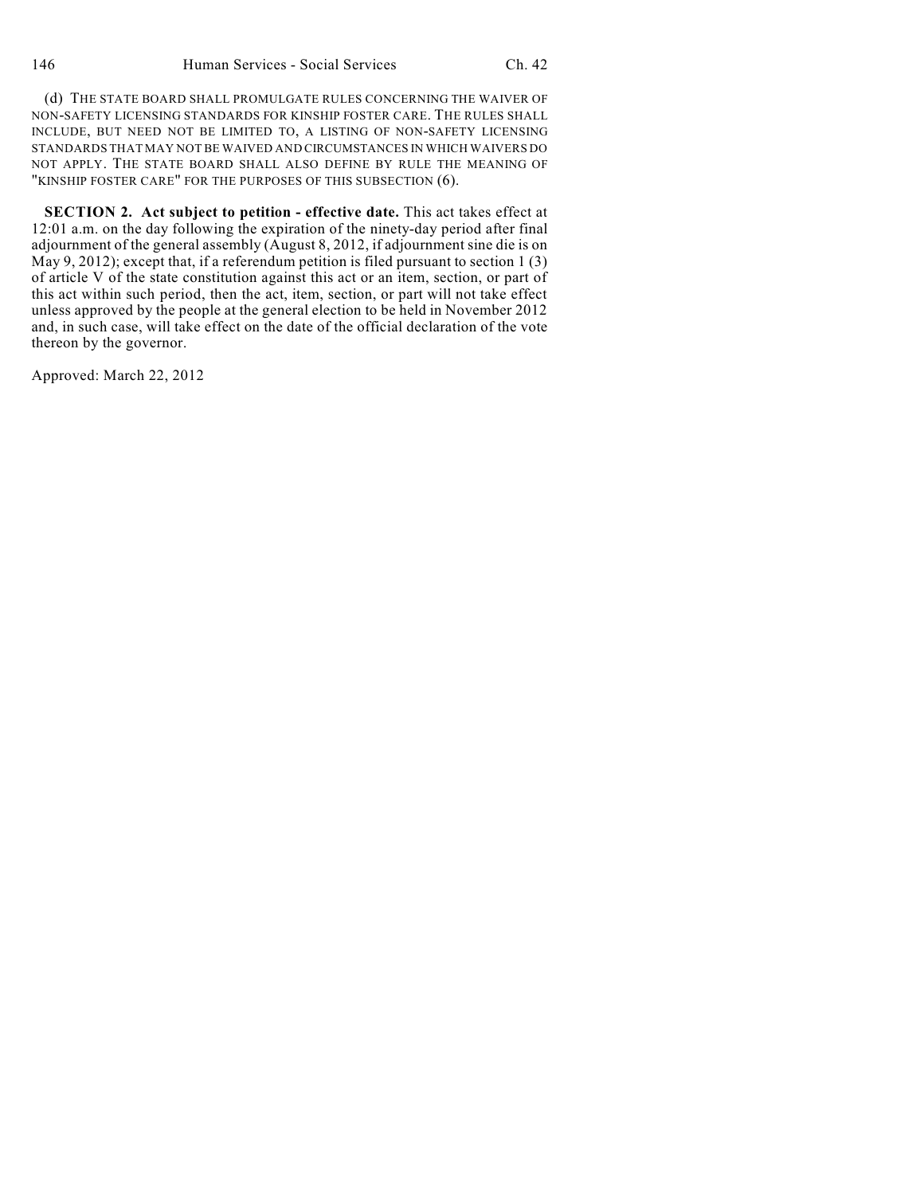(d) THE STATE BOARD SHALL PROMULGATE RULES CONCERNING THE WAIVER OF NON-SAFETY LICENSING STANDARDS FOR KINSHIP FOSTER CARE. THE RULES SHALL INCLUDE, BUT NEED NOT BE LIMITED TO, A LISTING OF NON-SAFETY LICENSING STANDARDS THAT MAY NOT BE WAIVED AND CIRCUMSTANCES IN WHICH WAIVERS DO NOT APPLY. THE STATE BOARD SHALL ALSO DEFINE BY RULE THE MEANING OF "KINSHIP FOSTER CARE" FOR THE PURPOSES OF THIS SUBSECTION (6).

**SECTION 2. Act subject to petition - effective date.** This act takes effect at 12:01 a.m. on the day following the expiration of the ninety-day period after final adjournment of the general assembly (August 8, 2012, if adjournment sine die is on May 9, 2012); except that, if a referendum petition is filed pursuant to section 1 (3) of article V of the state constitution against this act or an item, section, or part of this act within such period, then the act, item, section, or part will not take effect unless approved by the people at the general election to be held in November 2012 and, in such case, will take effect on the date of the official declaration of the vote thereon by the governor.

Approved: March 22, 2012